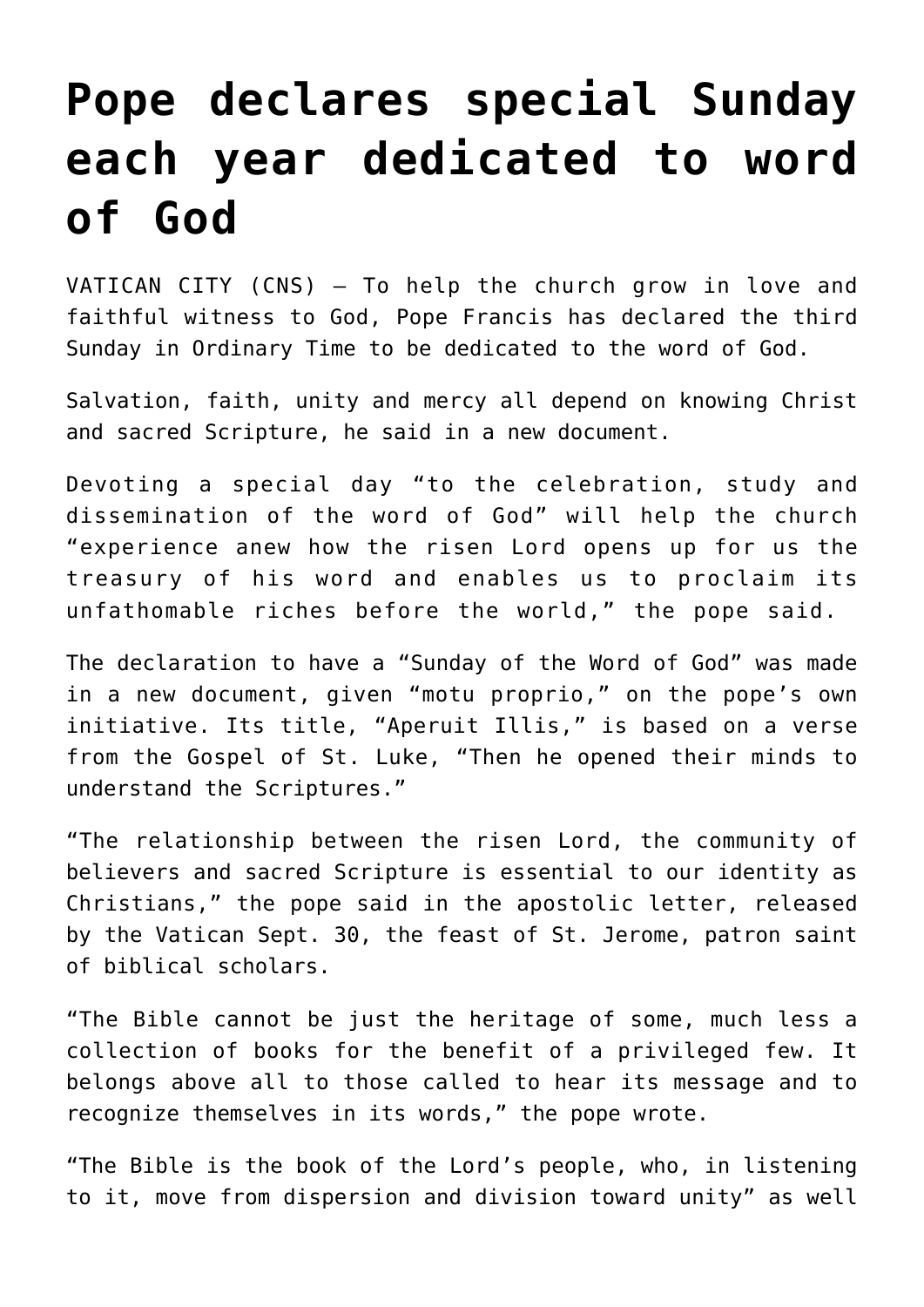# Pope declares special Sunday each year dedicated to word of God

VATICAN CITY (CNS) — To help the church grow in love and faithful witness to God, Pope Francis has declared the third Sunday in Ordinary Time to be dedicated to the word of God.

Salvation, faith, unity and mercy all depend on knowing Christ and sacred Scripture, he said in a new document.

Devoting a special day "to the celebration, study and dissemination of the word of God" will help the church "experience anew how the risen Lord opens up for us the treasury of his word and enables us to proclaim its unfathomable riches before the world," the pope said.

The declaration to have a "Sunday of the Word of God" was made in a new document, given "motu proprio," on the pope's own initiative. Its title, "Aperuit Illis," is based on a verse from the Gospel of St. Luke, "Then he opened their minds to understand the Scriptures."

"The relationship between the risen Lord, the community of believers and sacred Scripture is essential to our identity as Christians," the pope said in the apostolic letter, released by the Vatican Sept. 30, the feast of St. Jerome, patron saint of biblical scholars.

"The Bible cannot be just the heritage of some, much less a collection of books for the benefit of a privileged few. It belongs above all to those called to hear its message and to recognize themselves in its words," the pope wrote.

"The Bible is the book of the Lord's people, who, in listening to it, move from dispersion and division toward unity" as well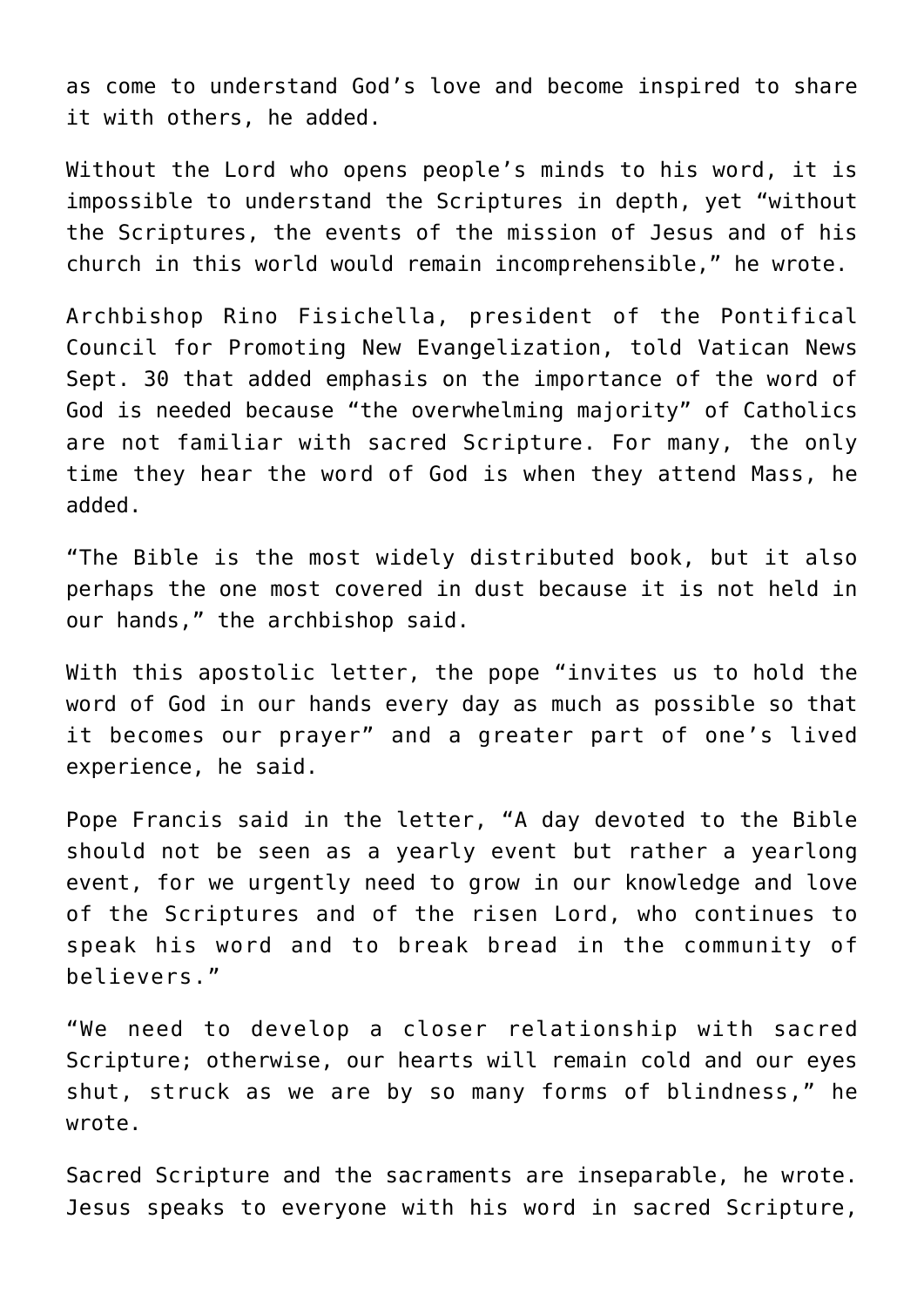as come to understand God's love and become inspired to share it with others, he added.

Without the Lord who opens people's minds to his word, it is impossible to understand the Scriptures in depth, yet "without the Scriptures, the events of the mission of Jesus and of his church in this world would remain incomprehensible," he wrote.

Archbishop Rino Fisichella, president of the Pontifical Council for Promoting New Evangelization, told Vatican News Sept. 30 that added emphasis on the importance of the word of God is needed because "the overwhelming majority" of Catholics are not familiar with sacred Scripture. For many, the only time they hear the word of God is when they attend Mass, he added.

"The Bible is the most widely distributed book, but it also perhaps the one most covered in dust because it is not held in our hands," the archbishop said.

With this apostolic letter, the pope "invites us to hold the word of God in our hands every day as much as possible so that it becomes our prayer" and a greater part of one's lived experience, he said.

Pope Francis said in the letter, "A day devoted to the Bible should not be seen as a yearly event but rather a yearlong event, for we urgently need to grow in our knowledge and love of the Scriptures and of the risen Lord, who continues to speak his word and to break bread in the community of believers."

"We need to develop a closer relationship with sacred Scripture; otherwise, our hearts will remain cold and our eyes shut, struck as we are by so many forms of blindness," he wrote.

Sacred Scripture and the sacraments are inseparable, he wrote. Jesus speaks to everyone with his word in sacred Scripture,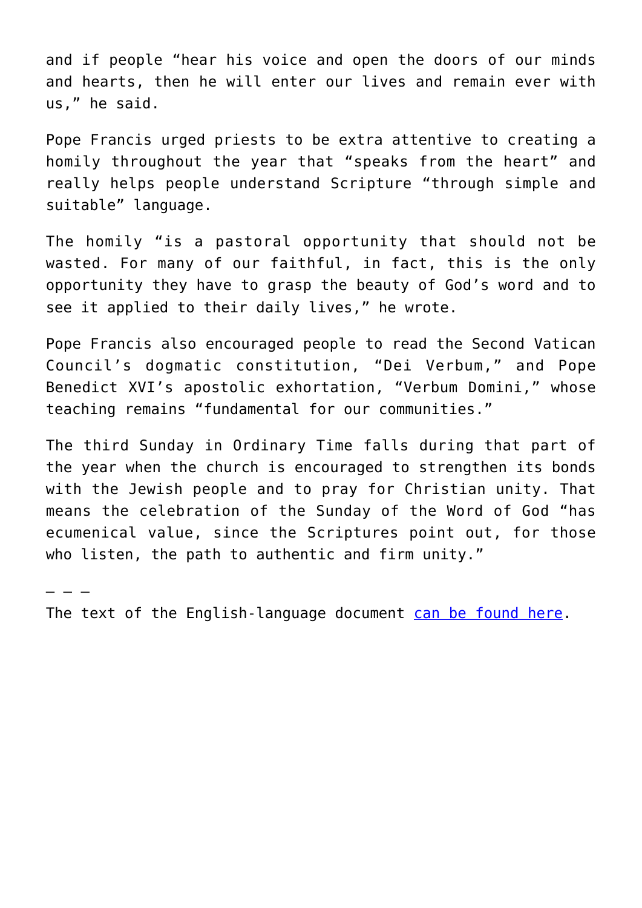and if people "hear his voice and open the doors of our minds and hearts, then he will enter our lives and remain ever with us," he said.

Pope Francis urged priests to be extra attentive to creating a homily throughout the year that "speaks from the heart" and really helps people understand Scripture "through simple and suitable" language.

The homily "is a pastoral opportunity that should not be wasted. For many of our faithful, in fact, this is the only opportunity they have to grasp the beauty of God's word and to see it applied to their daily lives," he wrote.

Pope Francis also encouraged people to read the Second Vatican Council's dogmatic constitution, "Dei Verbum," and Pope Benedict XVI's apostolic exhortation, "Verbum Domini," whose teaching remains "fundamental for our communities."

The third Sunday in Ordinary Time falls during that part of the year when the church is encouraged to strengthen its bonds with the Jewish people and to pray for Christian unity. That means the celebration of the Sunday of the Word of God "has ecumenical value, since the Scriptures point out, for those who listen, the path to authentic and firm unity."

– – –

The text of the English-language document can be found here.